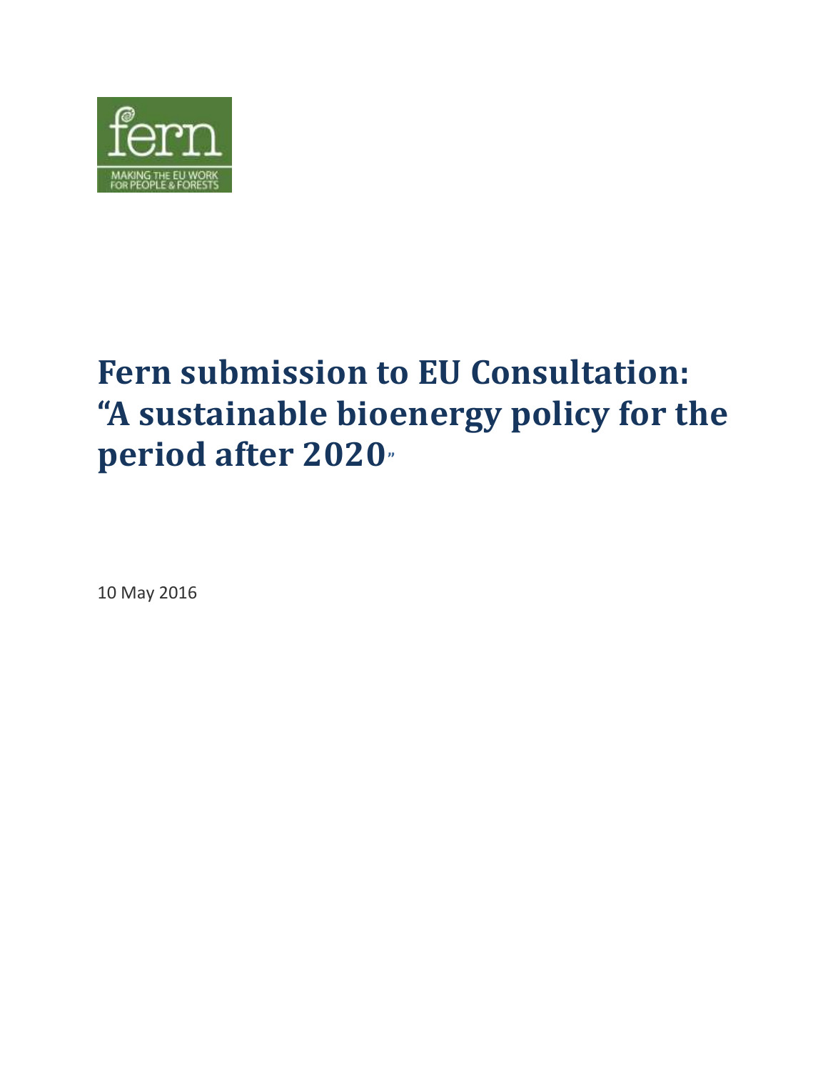fern

MAKING THE EU WORK FOR PEOPLE & FORESTS

# Fern submission to EU Consultation: "A sustainable bioenergy policy for the period after 2020"

10 May 2016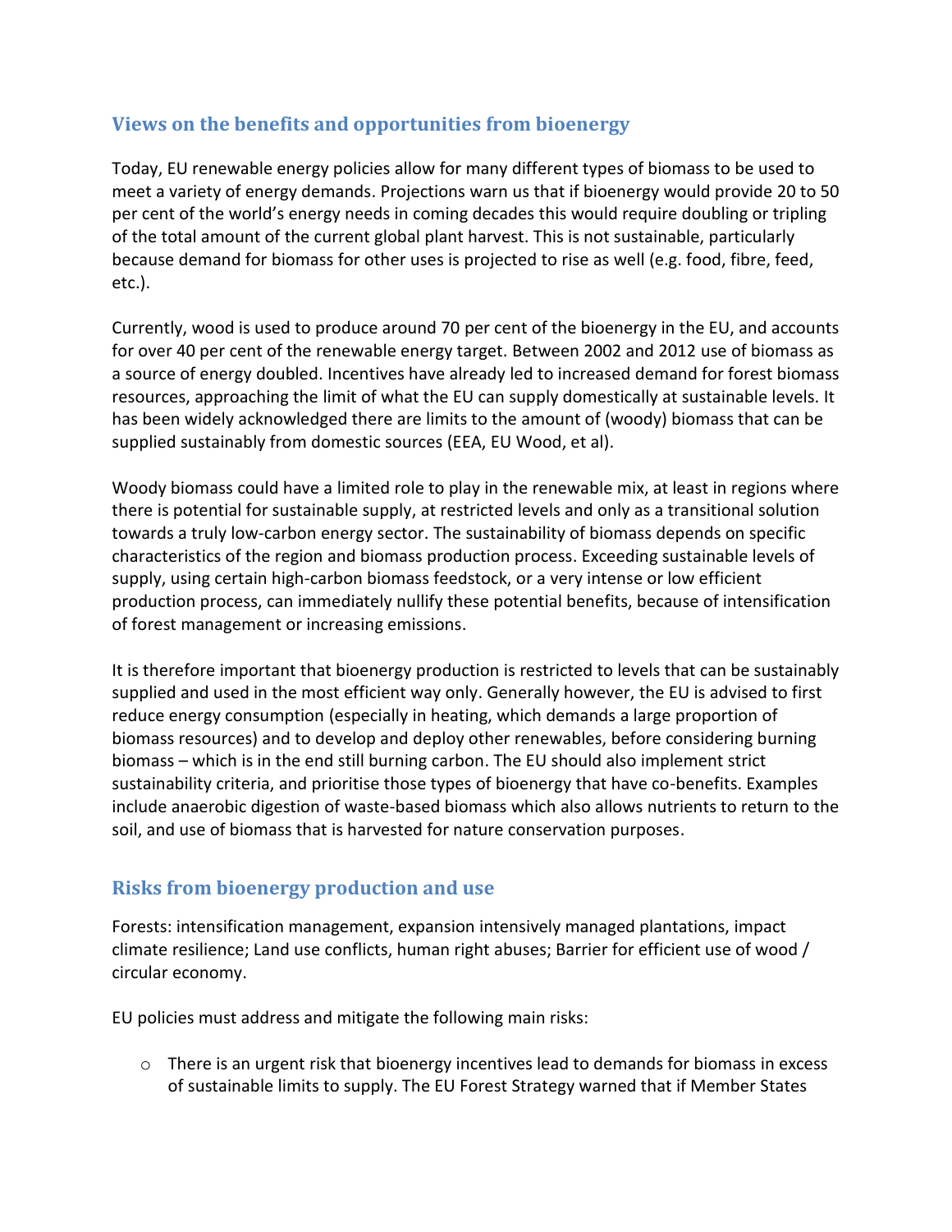## Views on the benefits and opportunities from bioenergy

Today, EU renewable energy policies allow for many different types of biomass to be used to meet a variety of energy demands. Projections warn us that if bioenergy would provide 20 to 50 per cent of the world's energy needs in coming decades this would require doubling or tripling of the total amount of the current global plant harvest. This is not sustainable, particularly because demand for biomass for other uses is projected to rise as well (e.g. food, fibre, feed, etc.).

Currently, wood is used to produce around 70 per cent of the bioenergy in the EU, and accounts for over 40 per cent of the renewable energy target. Between 2002 and 2012 use of biomass as a source of energy doubled. Incentives have already led to increased demand for forest biomass resources, approaching the limit of what the EU can supply domestically at sustainable levels. It has been widely acknowledged there are limits to the amount of (woody) biomass that can be supplied sustainably from domestic sources (EEA, EU Wood, et al).

Woody biomass could have a limited role to play in the renewable mix, at least in regions where there is potential for sustainable supply, at restricted levels and only as a transitional solution towards a truly low-carbon energy sector. The sustainability of biomass depends on specific characteristics of the region and biomass production process. Exceeding sustainable levels of supply, using certain high-carbon biomass feedstock, or a very intense or low efficient production process, can immediately nullify these potential benefits, because of intensification of forest management or increasing emissions.

It is therefore important that bioenergy production is restricted to levels that can be sustainably supplied and used in the most efficient way only. Generally however, the EU is advised to first reduce energy consumption (especially in heating, which demands a large proportion of biomass resources) and to develop and deploy other renewables, before considering burning biomass – which is in the end still burning carbon. The EU should also implement strict sustainability criteria, and prioritise those types of bioenergy that have co-benefits. Examples include anaerobic digestion of waste-based biomass which also allows nutrients to return to the soil, and use of biomass that is harvested for nature conservation purposes.

## Risks from bioenergy production and use

Forests: intensification management, expansion intensively managed plantations, impact climate resilience; Land use conflicts, human right abuses; Barrier for efficient use of wood / circular economy.

EU policies must address and mitigate the following main risks:

- There is an urgent risk that bioenergy incentives lead to demands for biomass in excess of sustainable limits to supply. The EU Forest Strategy warned that if Member States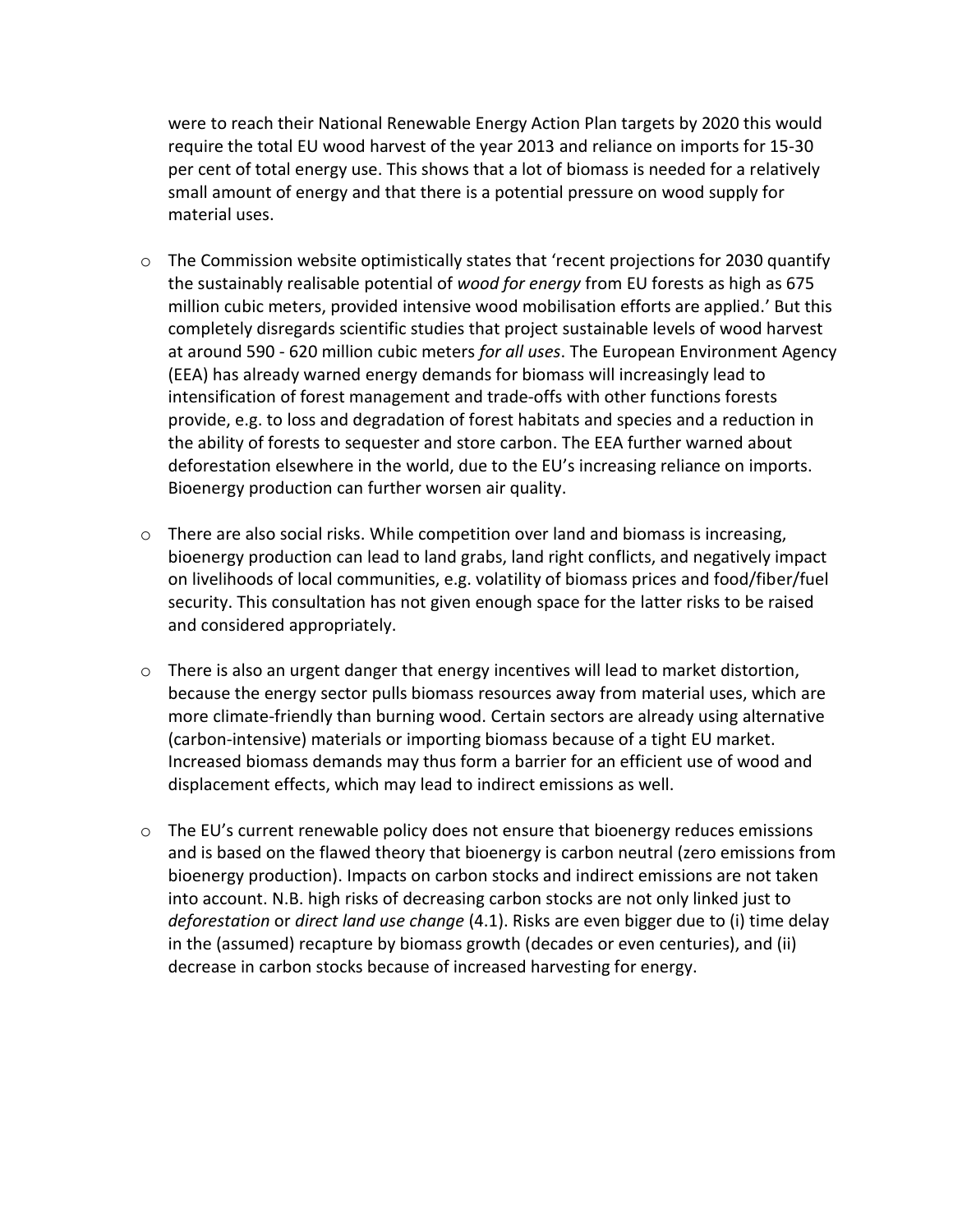were to reach their National Renewable Energy Action Plan targets by 2020 this would require the total EU wood harvest of the year 2013 and reliance on imports for 15-30 per cent of total energy use. This shows that a lot of biomass is needed for a relatively small amount of energy and that there is a potential pressure on wood supply for material uses.

- The Commission website optimistically states that 'recent projections for 2030 quantify the sustainably realisable potential of *wood for energy* from EU forests as high as 675 million cubic meters, provided intensive wood mobilisation efforts are applied.' But this completely disregards scientific studies that project sustainable levels of wood harvest at around 590 - 620 million cubic meters *for all uses*. The European Environment Agency (EEA) has already warned energy demands for biomass will increasingly lead to intensification of forest management and trade-offs with other functions forests provide, e.g. to loss and degradation of forest habitats and species and a reduction in the ability of forests to sequester and store carbon. The EEA further warned about deforestation elsewhere in the world, due to the EU's increasing reliance on imports. Bioenergy production can further worsen air quality.

- There are also social risks. While competition over land and biomass is increasing, bioenergy production can lead to land grabs, land right conflicts, and negatively impact on livelihoods of local communities, e.g. volatility of biomass prices and food/fiber/fuel security. This consultation has not given enough space for the latter risks to be raised and considered appropriately.

- There is also an urgent danger that energy incentives will lead to market distortion, because the energy sector pulls biomass resources away from material uses, which are more climate-friendly than burning wood. Certain sectors are already using alternative (carbon-intensive) materials or importing biomass because of a tight EU market. Increased biomass demands may thus form a barrier for an efficient use of wood and displacement effects, which may lead to indirect emissions as well.

- The EU's current renewable policy does not ensure that bioenergy reduces emissions and is based on the flawed theory that bioenergy is carbon neutral (zero emissions from bioenergy production). Impacts on carbon stocks and indirect emissions are not taken into account. N.B. high risks of decreasing carbon stocks are not only linked just to *deforestation* or *direct land use change* (4.1). Risks are even bigger due to (i) time delay in the (assumed) recapture by biomass growth (decades or even centuries), and (ii) decrease in carbon stocks because of increased harvesting for energy.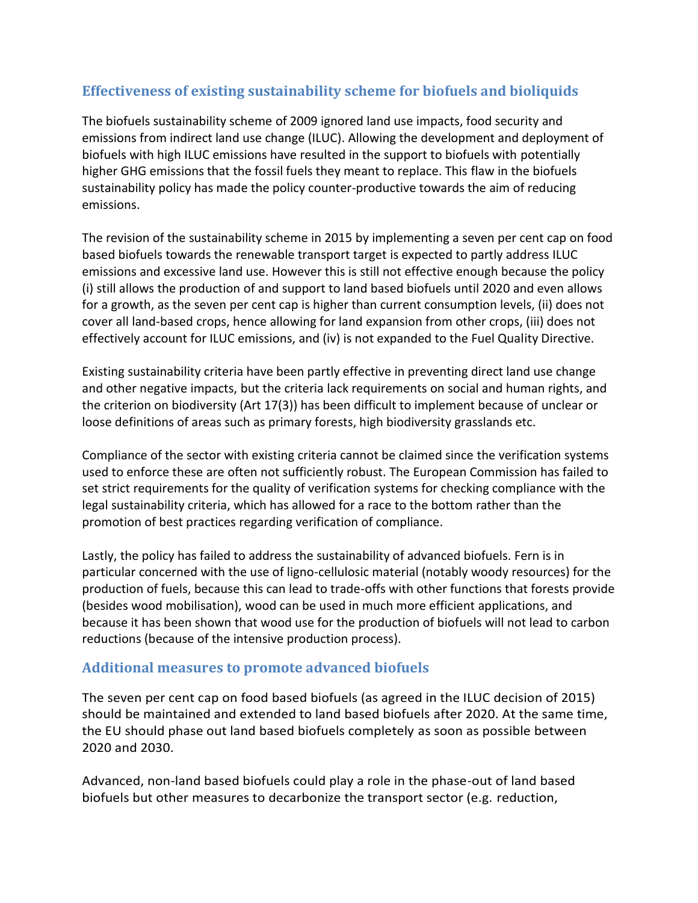## Effectiveness of existing sustainability scheme for biofuels and bioliquids

The biofuels sustainability scheme of 2009 ignored land use impacts, food security and emissions from indirect land use change (ILUC). Allowing the development and deployment of biofuels with high ILUC emissions have resulted in the support to biofuels with potentially higher GHG emissions that the fossil fuels they meant to replace. This flaw in the biofuels sustainability policy has made the policy counter-productive towards the aim of reducing emissions.

The revision of the sustainability scheme in 2015 by implementing a seven per cent cap on food based biofuels towards the renewable transport target is expected to partly address ILUC emissions and excessive land use. However this is still not effective enough because the policy (i) still allows the production of and support to land based biofuels until 2020 and even allows for a growth, as the seven per cent cap is higher than current consumption levels, (ii) does not cover all land-based crops, hence allowing for land expansion from other crops, (iii) does not effectively account for ILUC emissions, and (iv) is not expanded to the Fuel Quality Directive.

Existing sustainability criteria have been partly effective in preventing direct land use change and other negative impacts, but the criteria lack requirements on social and human rights, and the criterion on biodiversity (Art 17(3)) has been difficult to implement because of unclear or loose definitions of areas such as primary forests, high biodiversity grasslands etc.

Compliance of the sector with existing criteria cannot be claimed since the verification systems used to enforce these are often not sufficiently robust. The European Commission has failed to set strict requirements for the quality of verification systems for checking compliance with the legal sustainability criteria, which has allowed for a race to the bottom rather than the promotion of best practices regarding verification of compliance.

Lastly, the policy has failed to address the sustainability of advanced biofuels. Fern is in particular concerned with the use of ligno-cellulosic material (notably woody resources) for the production of fuels, because this can lead to trade-offs with other functions that forests provide (besides wood mobilisation), wood can be used in much more efficient applications, and because it has been shown that wood use for the production of biofuels will not lead to carbon reductions (because of the intensive production process).

## Additional measures to promote advanced biofuels

The seven per cent cap on food based biofuels (as agreed in the ILUC decision of 2015) should be maintained and extended to land based biofuels after 2020. At the same time, the EU should phase out land based biofuels completely as soon as possible between 2020 and 2030.

Advanced, non-land based biofuels could play a role in the phase-out of land based biofuels but other measures to decarbonize the transport sector (e.g. reduction,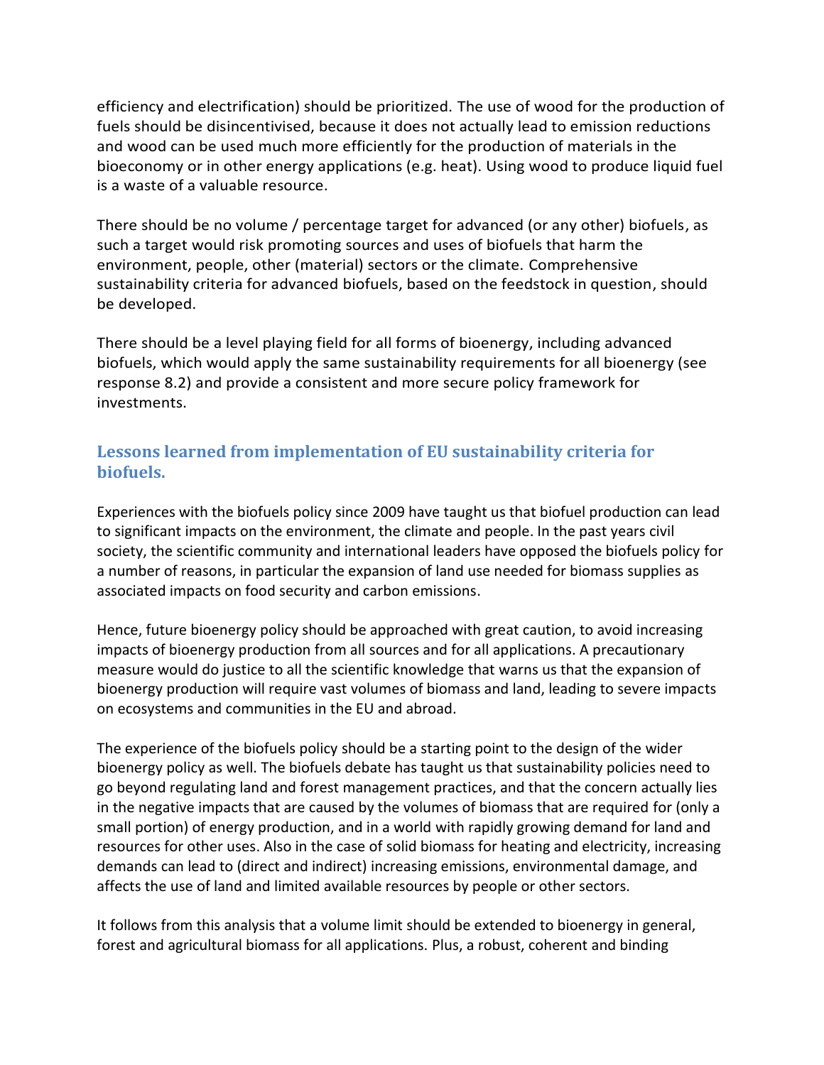efficiency and electrification) should be prioritized. The use of wood for the production of fuels should be disincentivised, because it does not actually lead to emission reductions and wood can be used much more efficiently for the production of materials in the bioeconomy or in other energy applications (e.g. heat). Using wood to produce liquid fuel is a waste of a valuable resource.

There should be no volume / percentage target for advanced (or any other) biofuels, as such a target would risk promoting sources and uses of biofuels that harm the environment, people, other (material) sectors or the climate. Comprehensive sustainability criteria for advanced biofuels, based on the feedstock in question, should be developed.

There should be a level playing field for all forms of bioenergy, including advanced biofuels, which would apply the same sustainability requirements for all bioenergy (see response 8.2) and provide a consistent and more secure policy framework for investments.

## Lessons learned from implementation of EU sustainability criteria for biofuels.

Experiences with the biofuels policy since 2009 have taught us that biofuel production can lead to significant impacts on the environment, the climate and people. In the past years civil society, the scientific community and international leaders have opposed the biofuels policy for a number of reasons, in particular the expansion of land use needed for biomass supplies as associated impacts on food security and carbon emissions.

Hence, future bioenergy policy should be approached with great caution, to avoid increasing impacts of bioenergy production from all sources and for all applications. A precautionary measure would do justice to all the scientific knowledge that warns us that the expansion of bioenergy production will require vast volumes of biomass and land, leading to severe impacts on ecosystems and communities in the EU and abroad.

The experience of the biofuels policy should be a starting point to the design of the wider bioenergy policy as well. The biofuels debate has taught us that sustainability policies need to go beyond regulating land and forest management practices, and that the concern actually lies in the negative impacts that are caused by the volumes of biomass that are required for (only a small portion) of energy production, and in a world with rapidly growing demand for land and resources for other uses. Also in the case of solid biomass for heating and electricity, increasing demands can lead to (direct and indirect) increasing emissions, environmental damage, and affects the use of land and limited available resources by people or other sectors.

It follows from this analysis that a volume limit should be extended to bioenergy in general, forest and agricultural biomass for all applications. Plus, a robust, coherent and binding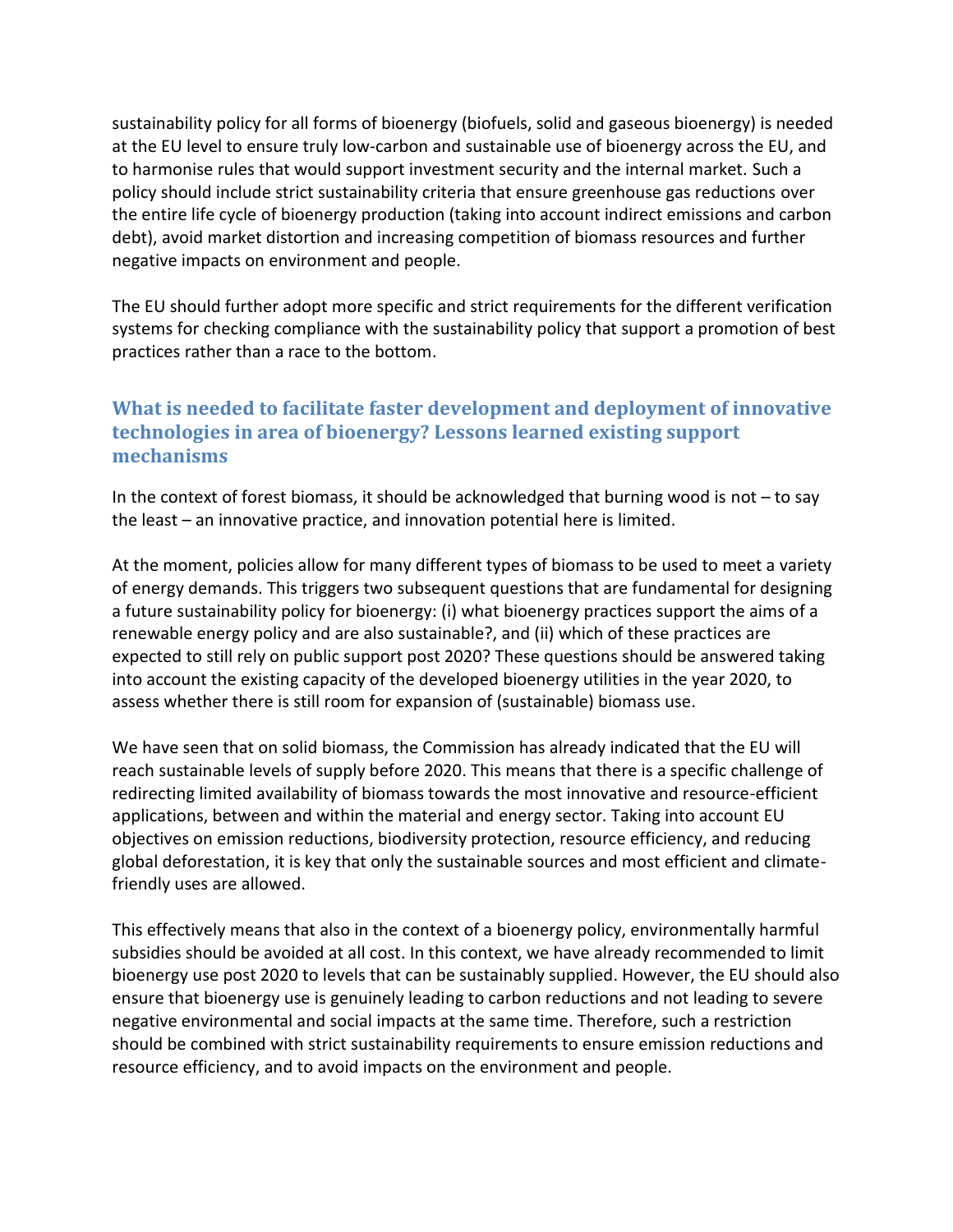sustainability policy for all forms of bioenergy (biofuels, solid and gaseous bioenergy) is needed at the EU level to ensure truly low-carbon and sustainable use of bioenergy across the EU, and to harmonise rules that would support investment security and the internal market. Such a policy should include strict sustainability criteria that ensure greenhouse gas reductions over the entire life cycle of bioenergy production (taking into account indirect emissions and carbon debt), avoid market distortion and increasing competition of biomass resources and further negative impacts on environment and people.

The EU should further adopt more specific and strict requirements for the different verification systems for checking compliance with the sustainability policy that support a promotion of best practices rather than a race to the bottom.

## What is needed to facilitate faster development and deployment of innovative technologies in area of bioenergy? Lessons learned existing support mechanisms

In the context of forest biomass, it should be acknowledged that burning wood is not – to say the least – an innovative practice, and innovation potential here is limited.

At the moment, policies allow for many different types of biomass to be used to meet a variety of energy demands. This triggers two subsequent questions that are fundamental for designing a future sustainability policy for bioenergy: (i) what bioenergy practices support the aims of a renewable energy policy and are also sustainable?, and (ii) which of these practices are expected to still rely on public support post 2020? These questions should be answered taking into account the existing capacity of the developed bioenergy utilities in the year 2020, to assess whether there is still room for expansion of (sustainable) biomass use.

We have seen that on solid biomass, the Commission has already indicated that the EU will reach sustainable levels of supply before 2020. This means that there is a specific challenge of redirecting limited availability of biomass towards the most innovative and resource-efficient applications, between and within the material and energy sector. Taking into account EU objectives on emission reductions, biodiversity protection, resource efficiency, and reducing global deforestation, it is key that only the sustainable sources and most efficient and climate-friendly uses are allowed.

This effectively means that also in the context of a bioenergy policy, environmentally harmful subsidies should be avoided at all cost. In this context, we have already recommended to limit bioenergy use post 2020 to levels that can be sustainably supplied. However, the EU should also ensure that bioenergy use is genuinely leading to carbon reductions and not leading to severe negative environmental and social impacts at the same time. Therefore, such a restriction should be combined with strict sustainability requirements to ensure emission reductions and resource efficiency, and to avoid impacts on the environment and people.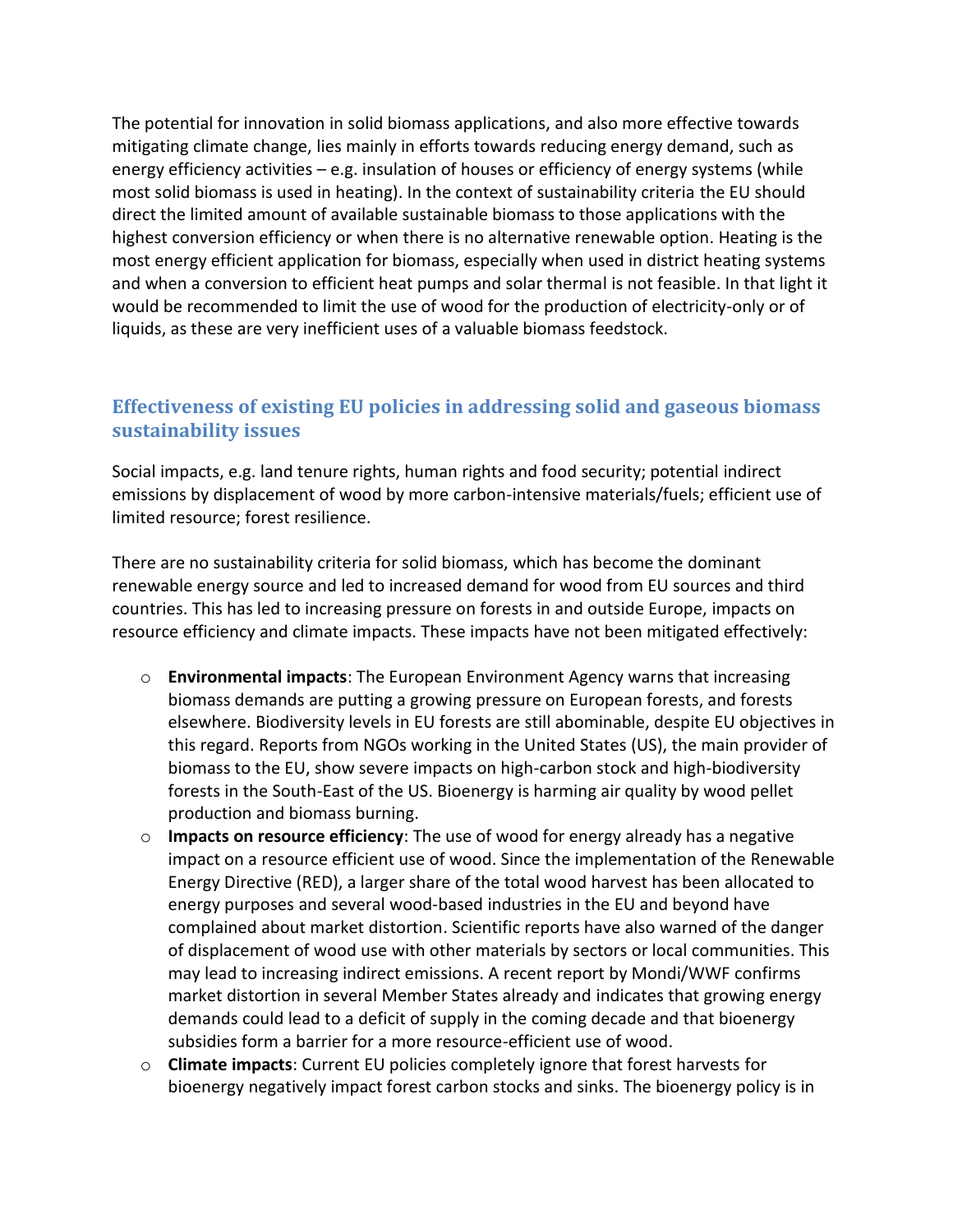The potential for innovation in solid biomass applications, and also more effective towards mitigating climate change, lies mainly in efforts towards reducing energy demand, such as energy efficiency activities – e.g. insulation of houses or efficiency of energy systems (while most solid biomass is used in heating). In the context of sustainability criteria the EU should direct the limited amount of available sustainable biomass to those applications with the highest conversion efficiency or when there is no alternative renewable option. Heating is the most energy efficient application for biomass, especially when used in district heating systems and when a conversion to efficient heat pumps and solar thermal is not feasible. In that light it would be recommended to limit the use of wood for the production of electricity-only or of liquids, as these are very inefficient uses of a valuable biomass feedstock.

## Effectiveness of existing EU policies in addressing solid and gaseous biomass sustainability issues

Social impacts, e.g. land tenure rights, human rights and food security; potential indirect emissions by displacement of wood by more carbon-intensive materials/fuels; efficient use of limited resource; forest resilience.

There are no sustainability criteria for solid biomass, which has become the dominant renewable energy source and led to increased demand for wood from EU sources and third countries. This has led to increasing pressure on forests in and outside Europe, impacts on resource efficiency and climate impacts. These impacts have not been mitigated effectively:

- **Environmental impacts**: The European Environment Agency warns that increasing biomass demands are putting a growing pressure on European forests, and forests elsewhere. Biodiversity levels in EU forests are still abominable, despite EU objectives in this regard. Reports from NGOs working in the United States (US), the main provider of biomass to the EU, show severe impacts on high-carbon stock and high-biodiversity forests in the South-East of the US. Bioenergy is harming air quality by wood pellet production and biomass burning.
- **Impacts on resource efficiency**: The use of wood for energy already has a negative impact on a resource efficient use of wood. Since the implementation of the Renewable Energy Directive (RED), a larger share of the total wood harvest has been allocated to energy purposes and several wood-based industries in the EU and beyond have complained about market distortion. Scientific reports have also warned of the danger of displacement of wood use with other materials by sectors or local communities. This may lead to increasing indirect emissions. A recent report by Mondi/WWF confirms market distortion in several Member States already and indicates that growing energy demands could lead to a deficit of supply in the coming decade and that bioenergy subsidies form a barrier for a more resource-efficient use of wood.
- **Climate impacts**: Current EU policies completely ignore that forest harvests for bioenergy negatively impact forest carbon stocks and sinks. The bioenergy policy is in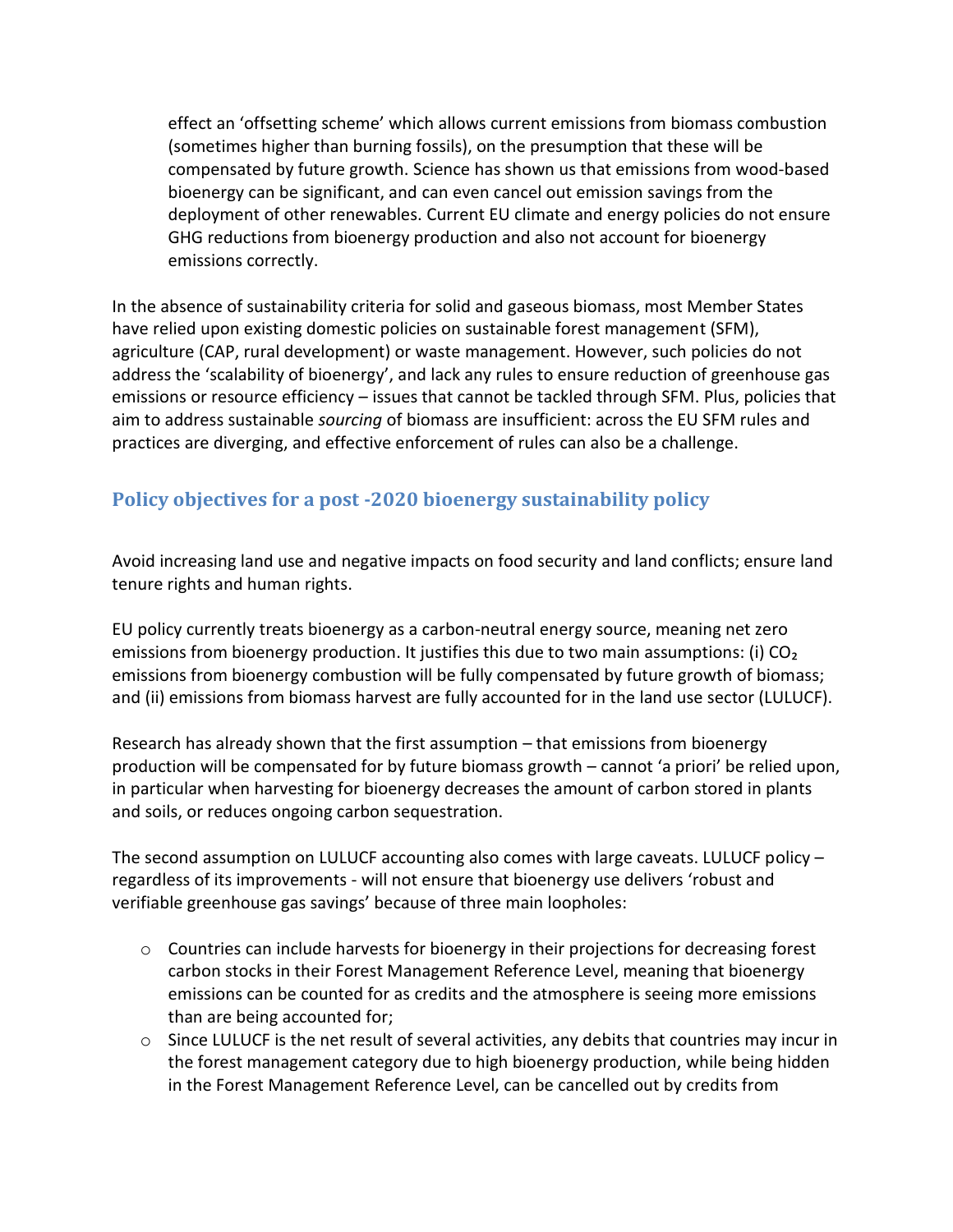effect an 'offsetting scheme' which allows current emissions from biomass combustion (sometimes higher than burning fossils), on the presumption that these will be compensated by future growth. Science has shown us that emissions from wood-based bioenergy can be significant, and can even cancel out emission savings from the deployment of other renewables. Current EU climate and energy policies do not ensure GHG reductions from bioenergy production and also not account for bioenergy emissions correctly.

In the absence of sustainability criteria for solid and gaseous biomass, most Member States have relied upon existing domestic policies on sustainable forest management (SFM), agriculture (CAP, rural development) or waste management. However, such policies do not address the 'scalability of bioenergy', and lack any rules to ensure reduction of greenhouse gas emissions or resource efficiency – issues that cannot be tackled through SFM. Plus, policies that aim to address sustainable *sourcing* of biomass are insufficient: across the EU SFM rules and practices are diverging, and effective enforcement of rules can also be a challenge.

## Policy objectives for a post -2020 bioenergy sustainability policy

Avoid increasing land use and negative impacts on food security and land conflicts; ensure land tenure rights and human rights.

EU policy currently treats bioenergy as a carbon-neutral energy source, meaning net zero emissions from bioenergy production. It justifies this due to two main assumptions: (i) $CO_2$ emissions from bioenergy combustion will be fully compensated by future growth of biomass; and (ii) emissions from biomass harvest are fully accounted for in the land use sector (LULUCF).

Research has already shown that the first assumption – that emissions from bioenergy production will be compensated for by future biomass growth – cannot 'a priori' be relied upon, in particular when harvesting for bioenergy decreases the amount of carbon stored in plants and soils, or reduces ongoing carbon sequestration.

The second assumption on LULUCF accounting also comes with large caveats. LULUCF policy – regardless of its improvements - will not ensure that bioenergy use delivers 'robust and verifiable greenhouse gas savings' because of three main loopholes:

- Countries can include harvests for bioenergy in their projections for decreasing forest carbon stocks in their Forest Management Reference Level, meaning that bioenergy emissions can be counted for as credits and the atmosphere is seeing more emissions than are being accounted for;
- Since LULUCF is the net result of several activities, any debits that countries may incur in the forest management category due to high bioenergy production, while being hidden in the Forest Management Reference Level, can be cancelled out by credits from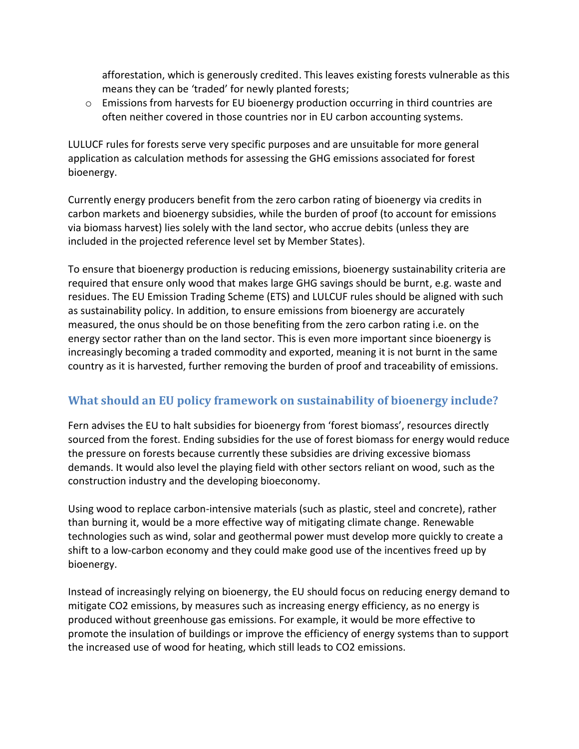afforestation, which is generously credited. This leaves existing forests vulnerable as this means they can be 'traded' for newly planted forests;

- Emissions from harvests for EU bioenergy production occurring in third countries are often neither covered in those countries nor in EU carbon accounting systems.

LULUCF rules for forests serve very specific purposes and are unsuitable for more general application as calculation methods for assessing the GHG emissions associated for forest bioenergy.

Currently energy producers benefit from the zero carbon rating of bioenergy via credits in carbon markets and bioenergy subsidies, while the burden of proof (to account for emissions via biomass harvest) lies solely with the land sector, who accrue debits (unless they are included in the projected reference level set by Member States).

To ensure that bioenergy production is reducing emissions, bioenergy sustainability criteria are required that ensure only wood that makes large GHG savings should be burnt, e.g. waste and residues. The EU Emission Trading Scheme (ETS) and LULCUF rules should be aligned with such as sustainability policy. In addition, to ensure emissions from bioenergy are accurately measured, the onus should be on those benefiting from the zero carbon rating i.e. on the energy sector rather than on the land sector. This is even more important since bioenergy is increasingly becoming a traded commodity and exported, meaning it is not burnt in the same country as it is harvested, further removing the burden of proof and traceability of emissions.

## What should an EU policy framework on sustainability of bioenergy include?

Fern advises the EU to halt subsidies for bioenergy from 'forest biomass', resources directly sourced from the forest. Ending subsidies for the use of forest biomass for energy would reduce the pressure on forests because currently these subsidies are driving excessive biomass demands. It would also level the playing field with other sectors reliant on wood, such as the construction industry and the developing bioeconomy.

Using wood to replace carbon-intensive materials (such as plastic, steel and concrete), rather than burning it, would be a more effective way of mitigating climate change. Renewable technologies such as wind, solar and geothermal power must develop more quickly to create a shift to a low-carbon economy and they could make good use of the incentives freed up by bioenergy.

Instead of increasingly relying on bioenergy, the EU should focus on reducing energy demand to mitigate $CO_2$ emissions, by measures such as increasing energy efficiency, as no energy is produced without greenhouse gas emissions. For example, it would be more effective to promote the insulation of buildings or improve the efficiency of energy systems than to support the increased use of wood for heating, which still leads to $CO_2$ emissions.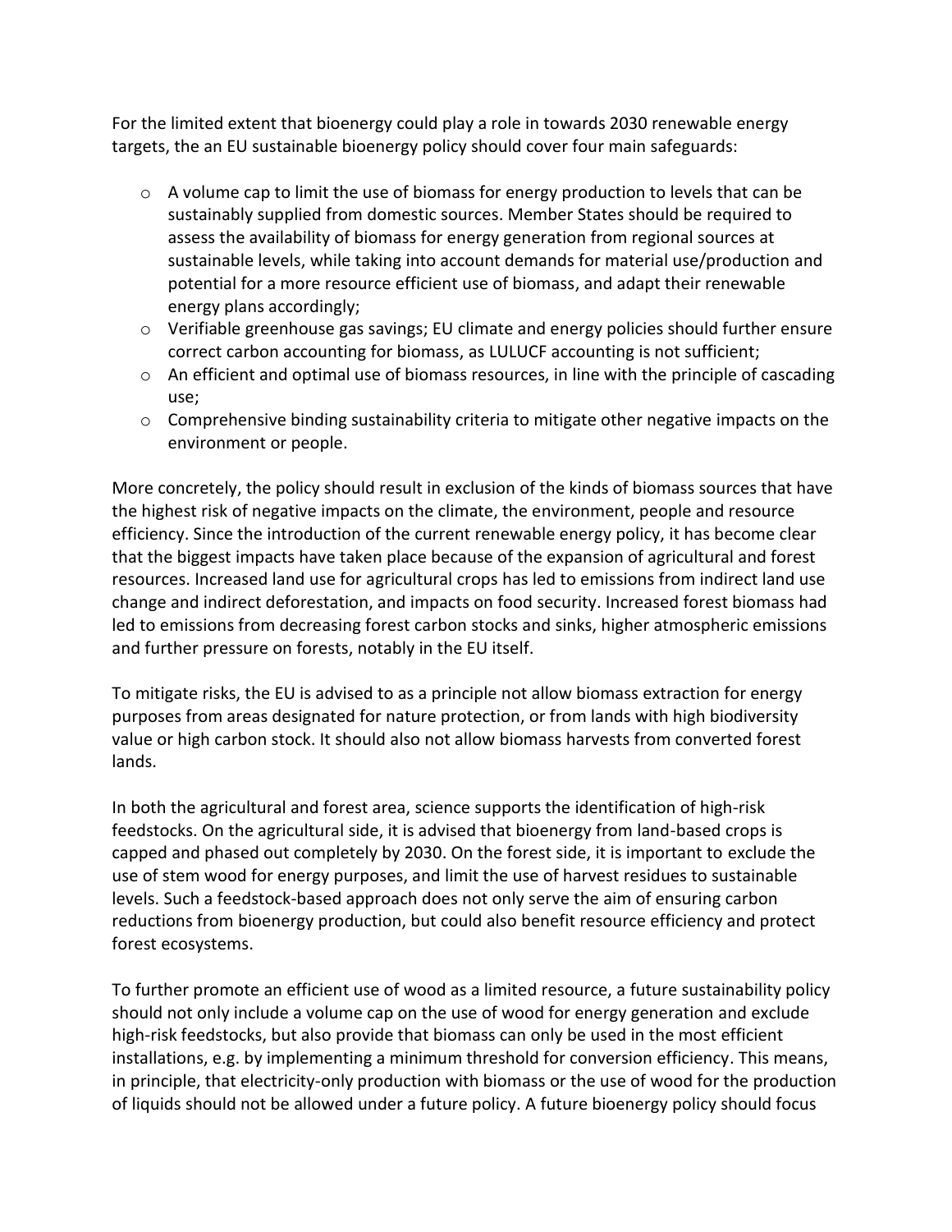For the limited extent that bioenergy could play a role in towards 2030 renewable energy targets, the an EU sustainable bioenergy policy should cover four main safeguards:

- A volume cap to limit the use of biomass for energy production to levels that can be sustainably supplied from domestic sources. Member States should be required to assess the availability of biomass for energy generation from regional sources at sustainable levels, while taking into account demands for material use/production and potential for a more resource efficient use of biomass, and adapt their renewable energy plans accordingly;
- Verifiable greenhouse gas savings; EU climate and energy policies should further ensure correct carbon accounting for biomass, as LULUCF accounting is not sufficient;
- An efficient and optimal use of biomass resources, in line with the principle of cascading use;
- Comprehensive binding sustainability criteria to mitigate other negative impacts on the environment or people.

More concretely, the policy should result in exclusion of the kinds of biomass sources that have the highest risk of negative impacts on the climate, the environment, people and resource efficiency. Since the introduction of the current renewable energy policy, it has become clear that the biggest impacts have taken place because of the expansion of agricultural and forest resources. Increased land use for agricultural crops has led to emissions from indirect land use change and indirect deforestation, and impacts on food security. Increased forest biomass had led to emissions from decreasing forest carbon stocks and sinks, higher atmospheric emissions and further pressure on forests, notably in the EU itself.

To mitigate risks, the EU is advised to as a principle not allow biomass extraction for energy purposes from areas designated for nature protection, or from lands with high biodiversity value or high carbon stock. It should also not allow biomass harvests from converted forest lands.

In both the agricultural and forest area, science supports the identification of high-risk feedstocks. On the agricultural side, it is advised that bioenergy from land-based crops is capped and phased out completely by 2030. On the forest side, it is important to exclude the use of stem wood for energy purposes, and limit the use of harvest residues to sustainable levels. Such a feedstock-based approach does not only serve the aim of ensuring carbon reductions from bioenergy production, but could also benefit resource efficiency and protect forest ecosystems.

To further promote an efficient use of wood as a limited resource, a future sustainability policy should not only include a volume cap on the use of wood for energy generation and exclude high-risk feedstocks, but also provide that biomass can only be used in the most efficient installations, e.g. by implementing a minimum threshold for conversion efficiency. This means, in principle, that electricity-only production with biomass or the use of wood for the production of liquids should not be allowed under a future policy. A future bioenergy policy should focus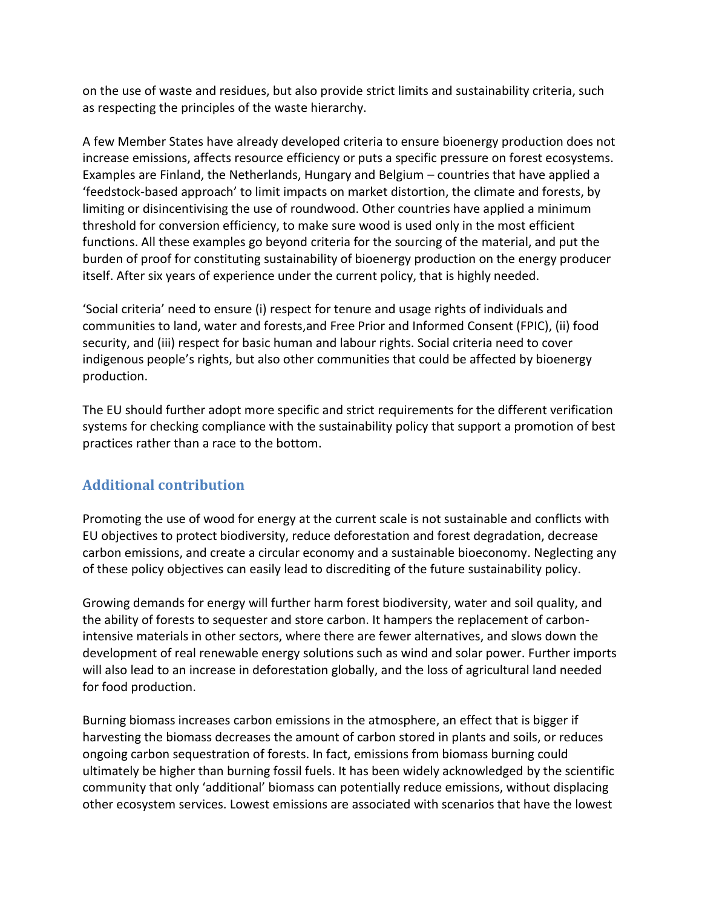on the use of waste and residues, but also provide strict limits and sustainability criteria, such as respecting the principles of the waste hierarchy.

A few Member States have already developed criteria to ensure bioenergy production does not increase emissions, affects resource efficiency or puts a specific pressure on forest ecosystems. Examples are Finland, the Netherlands, Hungary and Belgium – countries that have applied a 'feedstock-based approach' to limit impacts on market distortion, the climate and forests, by limiting or disincentivising the use of roundwood. Other countries have applied a minimum threshold for conversion efficiency, to make sure wood is used only in the most efficient functions. All these examples go beyond criteria for the sourcing of the material, and put the burden of proof for constituting sustainability of bioenergy production on the energy producer itself. After six years of experience under the current policy, that is highly needed.

'Social criteria' need to ensure (i) respect for tenure and usage rights of individuals and communities to land, water and forests,and Free Prior and Informed Consent (FPIC), (ii) food security, and (iii) respect for basic human and labour rights. Social criteria need to cover indigenous people's rights, but also other communities that could be affected by bioenergy production.

The EU should further adopt more specific and strict requirements for the different verification systems for checking compliance with the sustainability policy that support a promotion of best practices rather than a race to the bottom.

## Additional contribution

Promoting the use of wood for energy at the current scale is not sustainable and conflicts with EU objectives to protect biodiversity, reduce deforestation and forest degradation, decrease carbon emissions, and create a circular economy and a sustainable bioeconomy. Neglecting any of these policy objectives can easily lead to discrediting of the future sustainability policy.

Growing demands for energy will further harm forest biodiversity, water and soil quality, and the ability of forests to sequester and store carbon. It hampers the replacement of carbon-intensive materials in other sectors, where there are fewer alternatives, and slows down the development of real renewable energy solutions such as wind and solar power. Further imports will also lead to an increase in deforestation globally, and the loss of agricultural land needed for food production.

Burning biomass increases carbon emissions in the atmosphere, an effect that is bigger if harvesting the biomass decreases the amount of carbon stored in plants and soils, or reduces ongoing carbon sequestration of forests. In fact, emissions from biomass burning could ultimately be higher than burning fossil fuels. It has been widely acknowledged by the scientific community that only 'additional' biomass can potentially reduce emissions, without displacing other ecosystem services. Lowest emissions are associated with scenarios that have the lowest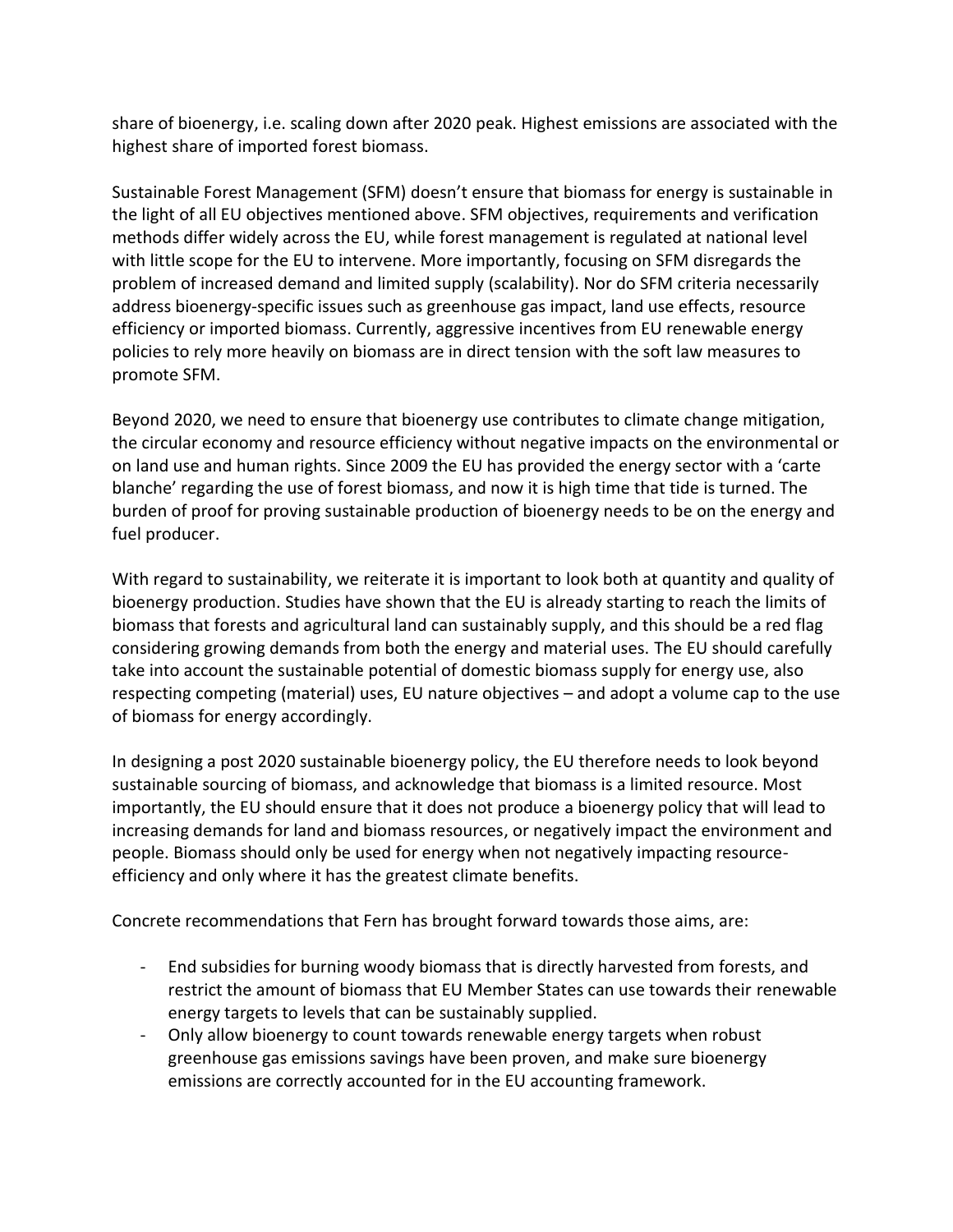share of bioenergy, i.e. scaling down after 2020 peak. Highest emissions are associated with the highest share of imported forest biomass.

Sustainable Forest Management (SFM) doesn't ensure that biomass for energy is sustainable in the light of all EU objectives mentioned above. SFM objectives, requirements and verification methods differ widely across the EU, while forest management is regulated at national level with little scope for the EU to intervene. More importantly, focusing on SFM disregards the problem of increased demand and limited supply (scalability). Nor do SFM criteria necessarily address bioenergy-specific issues such as greenhouse gas impact, land use effects, resource efficiency or imported biomass. Currently, aggressive incentives from EU renewable energy policies to rely more heavily on biomass are in direct tension with the soft law measures to promote SFM.

Beyond 2020, we need to ensure that bioenergy use contributes to climate change mitigation, the circular economy and resource efficiency without negative impacts on the environmental or on land use and human rights. Since 2009 the EU has provided the energy sector with a 'carte blanche' regarding the use of forest biomass, and now it is high time that tide is turned. The burden of proof for proving sustainable production of bioenergy needs to be on the energy and fuel producer.

With regard to sustainability, we reiterate it is important to look both at quantity and quality of bioenergy production. Studies have shown that the EU is already starting to reach the limits of biomass that forests and agricultural land can sustainably supply, and this should be a red flag considering growing demands from both the energy and material uses. The EU should carefully take into account the sustainable potential of domestic biomass supply for energy use, also respecting competing (material) uses, EU nature objectives – and adopt a volume cap to the use of biomass for energy accordingly.

In designing a post 2020 sustainable bioenergy policy, the EU therefore needs to look beyond sustainable sourcing of biomass, and acknowledge that biomass is a limited resource. Most importantly, the EU should ensure that it does not produce a bioenergy policy that will lead to increasing demands for land and biomass resources, or negatively impact the environment and people. Biomass should only be used for energy when not negatively impacting resource-efficiency and only where it has the greatest climate benefits.

Concrete recommendations that Fern has brought forward towards those aims, are:

- End subsidies for burning woody biomass that is directly harvested from forests, and restrict the amount of biomass that EU Member States can use towards their renewable energy targets to levels that can be sustainably supplied.
- Only allow bioenergy to count towards renewable energy targets when robust greenhouse gas emissions savings have been proven, and make sure bioenergy emissions are correctly accounted for in the EU accounting framework.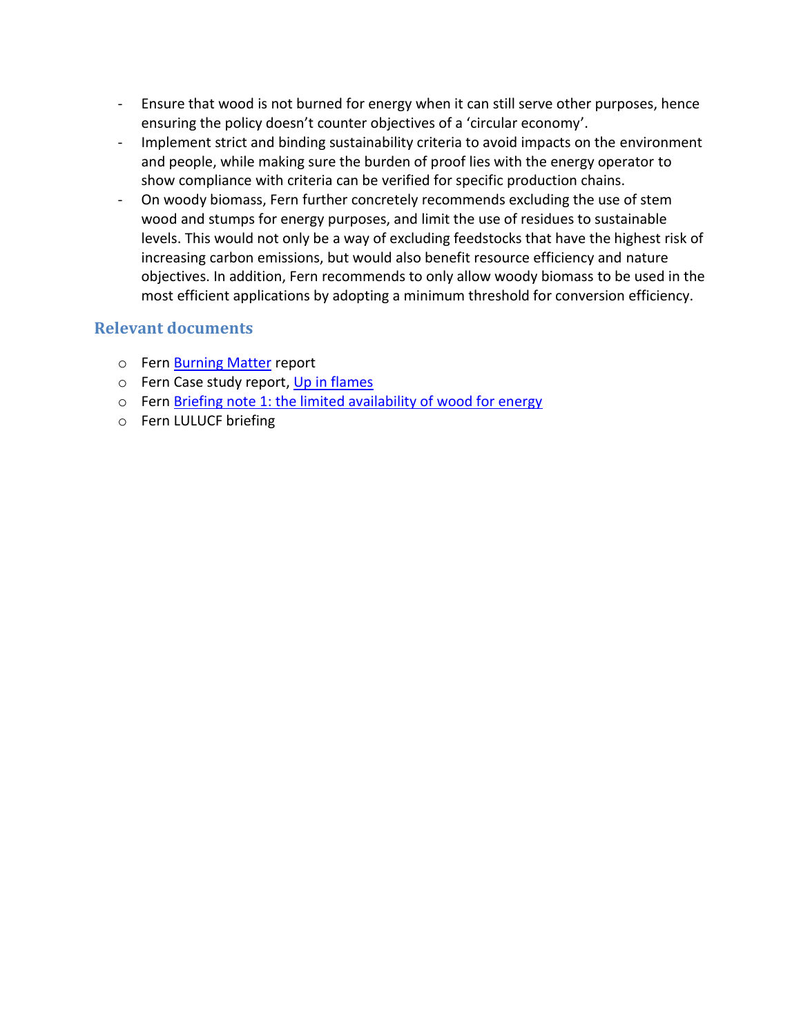- Ensure that wood is not burned for energy when it can still serve other purposes, hence ensuring the policy doesn't counter objectives of a 'circular economy'.
- Implement strict and binding sustainability criteria to avoid impacts on the environment and people, while making sure the burden of proof lies with the energy operator to show compliance with criteria can be verified for specific production chains.
- On woody biomass, Fern further concretely recommends excluding the use of stem wood and stumps for energy purposes, and limit the use of residues to sustainable levels. This would not only be a way of excluding feedstocks that have the highest risk of increasing carbon emissions, but would also benefit resource efficiency and nature objectives. In addition, Fern recommends to only allow woody biomass to be used in the most efficient applications by adopting a minimum threshold for conversion efficiency.

## Relevant documents

- Fern Burning Matter report
- Fern Case study report, Up in flames
- Fern Briefing note 1: the limited availability of wood for energy
- Fern LULUCF briefing